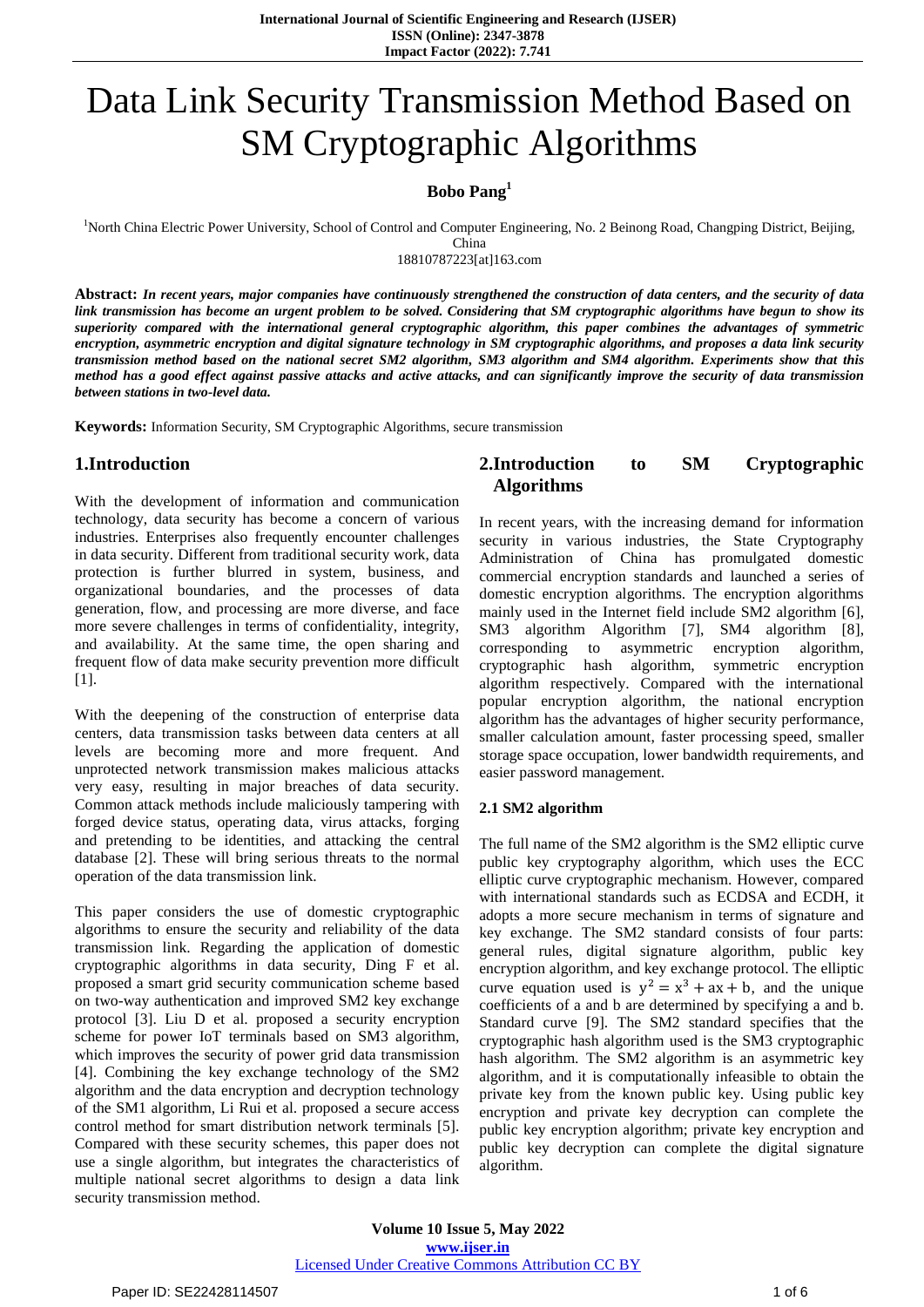# Data Link Security Transmission Method Based on SM Cryptographic Algorithms

**Bobo Pang**[1]

[1]North China Electric Power University, School of Control and Computer Engineering, No. 2 Beinong Road, Changping District, Beijing, China
18810787223[at]163.com

**Abstract:** ***In recent years, major companies have continuously strengthened the construction of data centers, and the security of data link transmission has become an urgent problem to be solved. Considering that SM cryptographic algorithms have begun to show its superiority compared with the international general cryptographic algorithm, this paper combines the advantages of symmetric encryption, asymmetric encryption and digital signature technology in SM cryptographic algorithms, and proposes a data link security transmission method based on the national secret SM2 algorithm, SM3 algorithm and SM4 algorithm. Experiments show that this method has a good effect against passive attacks and active attacks, and can significantly improve the security of data transmission between stations in two-level data.***

**Keywords:** Information Security, SM Cryptographic Algorithms, secure transmission

## 1.Introduction

With the development of information and communication technology, data security has become a concern of various industries. Enterprises also frequently encounter challenges in data security. Different from traditional security work, data protection is further blurred in system, business, and organizational boundaries, and the processes of data generation, flow, and processing are more diverse, and face more severe challenges in terms of confidentiality, integrity, and availability. At the same time, the open sharing and frequent flow of data make security prevention more difficult [1].

With the deepening of the construction of enterprise data centers, data transmission tasks between data centers at all levels are becoming more and more frequent. And unprotected network transmission makes malicious attacks very easy, resulting in major breaches of data security. Common attack methods include maliciously tampering with forged device status, operating data, virus attacks, forging and pretending to be identities, and attacking the central database [2]. These will bring serious threats to the normal operation of the data transmission link.

This paper considers the use of domestic cryptographic algorithms to ensure the security and reliability of the data transmission link. Regarding the application of domestic cryptographic algorithms in data security, Ding F et al. proposed a smart grid security communication scheme based on two-way authentication and improved SM2 key exchange protocol [3]. Liu D et al. proposed a security encryption scheme for power IoT terminals based on SM3 algorithm, which improves the security of power grid data transmission [4]. Combining the key exchange technology of the SM2 algorithm and the data encryption and decryption technology of the SM1 algorithm, Li Rui et al. proposed a secure access control method for smart distribution network terminals [5]. Compared with these security schemes, this paper does not use a single algorithm, but integrates the characteristics of multiple national secret algorithms to design a data link security transmission method.

## 2.Introduction to SM Cryptographic Algorithms

In recent years, with the increasing demand for information security in various industries, the State Cryptography Administration of China has promulgated domestic commercial encryption standards and launched a series of domestic encryption algorithms. The encryption algorithms mainly used in the Internet field include SM2 algorithm [6], SM3 algorithm Algorithm [7], SM4 algorithm [8], corresponding to asymmetric encryption algorithm, cryptographic hash algorithm, symmetric encryption algorithm respectively. Compared with the international popular encryption algorithm, the national encryption algorithm has the advantages of higher security performance, smaller calculation amount, faster processing speed, smaller storage space occupation, lower bandwidth requirements, and easier password management.

### 2.1 SM2 algorithm

The full name of the SM2 algorithm is the SM2 elliptic curve public key cryptography algorithm, which uses the ECC elliptic curve cryptographic mechanism. However, compared with international standards such as ECDSA and ECDH, it adopts a more secure mechanism in terms of signature and key exchange. The SM2 standard consists of four parts: general rules, digital signature algorithm, public key encryption algorithm, and key exchange protocol. The elliptic curve equation used is $y^2 = x^3 + ax + b$, and the unique coefficients of a and b are determined by specifying a and b. Standard curve [9]. The SM2 standard specifies that the cryptographic hash algorithm used is the SM3 cryptographic hash algorithm. The SM2 algorithm is an asymmetric key algorithm, and it is computationally infeasible to obtain the private key from the known public key. Using public key encryption and private key decryption can complete the public key encryption algorithm; private key encryption and public key decryption can complete the digital signature algorithm.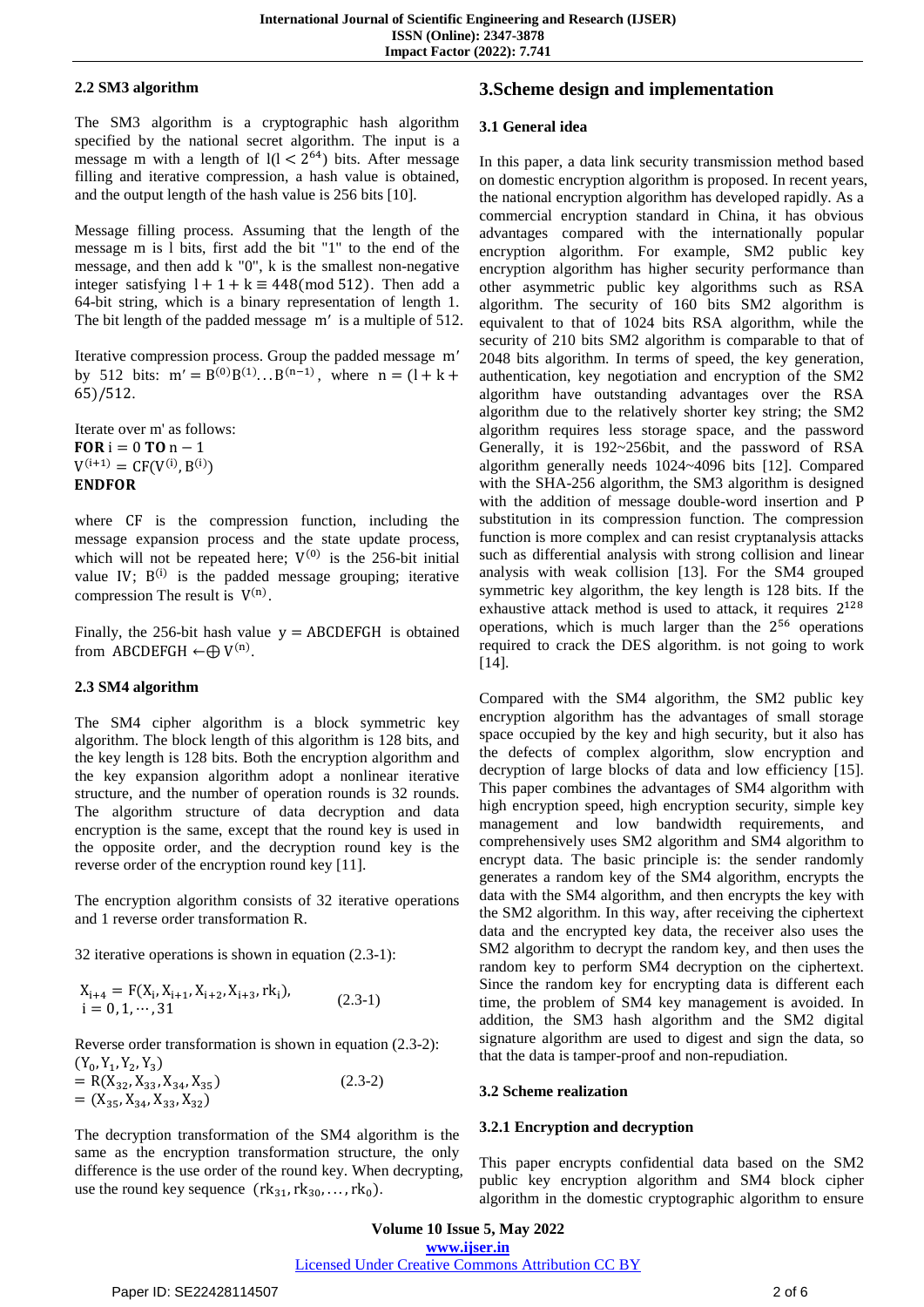### 2.2 SM3 algorithm

The SM3 algorithm is a cryptographic hash algorithm specified by the national secret algorithm. The input is a message m with a length of $l(l < 2^{64})$ bits. After message filling and iterative compression, a hash value is obtained, and the output length of the hash value is 256 bits [10].

Message filling process. Assuming that the length of the message m is l bits, first add the bit "1" to the end of the message, and then add k "0", k is the smallest non-negative integer satisfying $l + 1 + k \equiv 448 (\bmod 512)$. Then add a 64-bit string, which is a binary representation of length 1. The bit length of the padded message $m'$ is a multiple of 512.

Iterative compression process. Group the padded message $m'$ by 512 bits: $m' = B^{(0)}B^{(1)}...B^{(n-1)}$, where $n = (l + k + 65)/512$.

Iterate over m' as follows:
**FOR** $i = 0$ **TO** $n - 1$
$V^{(i+1)} = CF(V^{(i)}, B^{(i)})$
**ENDFOR**

where CF is the compression function, including the message expansion process and the state update process, which will not be repeated here; $V^{(0)}$ is the 256-bit initial value IV; $B^{(i)}$ is the padded message grouping; iterative compression The result is $V^{(n)}$.

Finally, the 256-bit hash value $y = ABCDEFGH$ is obtained from $ABCDEFGH \leftarrow \oplus V^{(n)}$.

### 2.3 SM4 algorithm

The SM4 cipher algorithm is a block symmetric key algorithm. The block length of this algorithm is 128 bits, and the key length is 128 bits. Both the encryption algorithm and the key expansion algorithm adopt a nonlinear iterative structure, and the number of operation rounds is 32 rounds. The algorithm structure of data decryption and data encryption is the same, except that the round key is used in the opposite order, and the decryption round key is the reverse order of the encryption round key [11].

The encryption algorithm consists of 32 iterative operations and 1 reverse order transformation R.

32 iterative operations is shown in equation (2.3-1):

$$X_{i+4} = F(X_i, X_{i+1}, X_{i+2}, X_{i+3}, rk_i), \quad i = 0, 1, \cdots, 31 \qquad (2.3\text{-}1)$$

Reverse order transformation is shown in equation (2.3-2):

$$(Y_0, Y_1, Y_2, Y_3) = R(X_{32}, X_{33}, X_{34}, X_{35}) = (X_{35}, X_{34}, X_{33}, X_{32}) \qquad (2.3\text{-}2)$$

The decryption transformation of the SM4 algorithm is the same as the encryption transformation structure, the only difference is the use order of the round key. When decrypting, use the round key sequence $(rk_{31}, rk_{30}, \ldots, rk_0)$.

## 3.Scheme design and implementation

### 3.1 General idea

In this paper, a data link security transmission method based on domestic encryption algorithm is proposed. In recent years, the national encryption algorithm has developed rapidly. As a commercial encryption standard in China, it has obvious advantages compared with the internationally popular encryption algorithm. For example, SM2 public key encryption algorithm has higher security performance than other asymmetric public key algorithms such as RSA algorithm. The security of 160 bits SM2 algorithm is equivalent to that of 1024 bits RSA algorithm, while the security of 210 bits SM2 algorithm is comparable to that of 2048 bits algorithm. In terms of speed, the key generation, authentication, key negotiation and encryption of the SM2 algorithm have outstanding advantages over the RSA algorithm due to the relatively shorter key string; the SM2 algorithm requires less storage space, and the password Generally, it is 192~256bit, and the password of RSA algorithm generally needs 1024~4096 bits [12]. Compared with the SHA-256 algorithm, the SM3 algorithm is designed with the addition of message double-word insertion and P substitution in its compression function. The compression function is more complex and can resist cryptanalysis attacks such as differential analysis with strong collision and linear analysis with weak collision [13]. For the SM4 grouped symmetric key algorithm, the key length is 128 bits. If the exhaustive attack method is used to attack, it requires $2^{128}$ operations, which is much larger than the $2^{56}$ operations required to crack the DES algorithm. is not going to work [14].

Compared with the SM4 algorithm, the SM2 public key encryption algorithm has the advantages of small storage space occupied by the key and high security, but it also has the defects of complex algorithm, slow encryption and decryption of large blocks of data and low efficiency [15]. This paper combines the advantages of SM4 algorithm with high encryption speed, high encryption security, simple key management and low bandwidth requirements, and comprehensively uses SM2 algorithm and SM4 algorithm to encrypt data. The basic principle is: the sender randomly generates a random key of the SM4 algorithm, encrypts the data with the SM4 algorithm, and then encrypts the key with the SM2 algorithm. In this way, after receiving the ciphertext data and the encrypted key data, the receiver also uses the SM2 algorithm to decrypt the random key, and then uses the random key to perform SM4 decryption on the ciphertext. Since the random key for encrypting data is different each time, the problem of SM4 key management is avoided. In addition, the SM3 hash algorithm and the SM2 digital signature algorithm are used to digest and sign the data, so that the data is tamper-proof and non-repudiation.

### 3.2 Scheme realization

#### 3.2.1 Encryption and decryption

This paper encrypts confidential data based on the SM2 public key encryption algorithm and SM4 block cipher algorithm in the domestic cryptographic algorithm to ensure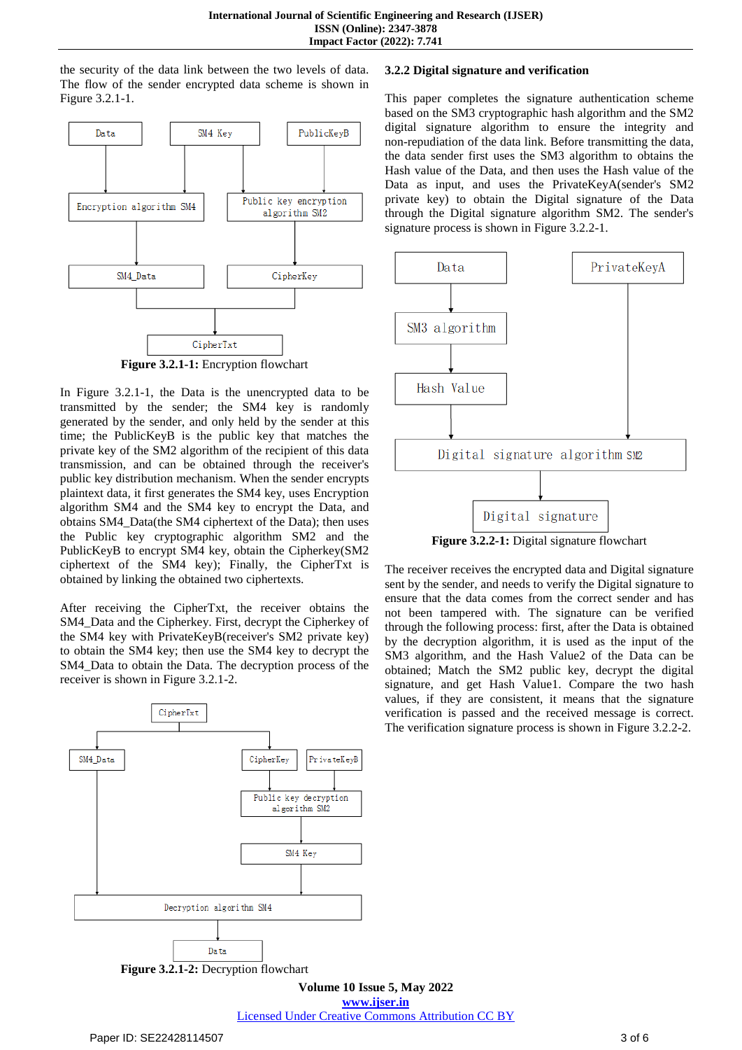the security of the data link between the two levels of data. The flow of the sender encrypted data scheme is shown in Figure 3.2.1-1.

**Figure 3.2.1-1:** Encryption flowchart

In Figure 3.2.1-1, the Data is the unencrypted data to be transmitted by the sender; the SM4 key is randomly generated by the sender, and only held by the sender at this time; the PublicKeyB is the public key that matches the private key of the SM2 algorithm of the recipient of this data transmission, and can be obtained through the receiver's public key distribution mechanism. When the sender encrypts plaintext data, it first generates the SM4 key, uses Encryption algorithm SM4 and the SM4 key to encrypt the Data, and obtains SM4_Data(the SM4 ciphertext of the Data); then uses the Public key cryptographic algorithm SM2 and the PublicKeyB to encrypt SM4 key, obtain the Cipherkey(SM2 ciphertext of the SM4 key); Finally, the CipherTxt is obtained by linking the obtained two ciphertexts.

After receiving the CipherTxt, the receiver obtains the SM4_Data and the Cipherkey. First, decrypt the Cipherkey of the SM4 key with PrivateKeyB(receiver's SM2 private key) to obtain the SM4 key; then use the SM4 key to decrypt the SM4_Data to obtain the Data. The decryption process of the receiver is shown in Figure 3.2.1-2.

**Figure 3.2.1-2:** Decryption flowchart

### 3.2.2 Digital signature and verification

This paper completes the signature authentication scheme based on the SM3 cryptographic hash algorithm and the SM2 digital signature algorithm to ensure the integrity and non-repudiation of the data link. Before transmitting the data, the data sender first uses the SM3 algorithm to obtains the Hash value of the Data, and then uses the Hash value of the Data as input, and uses the PrivateKeyA(sender's SM2 private key) to obtain the Digital signature of the Data through the Digital signature algorithm SM2. The sender's signature process is shown in Figure 3.2.2-1.

**Figure 3.2.2-1:** Digital signature flowchart

The receiver receives the encrypted data and Digital signature sent by the sender, and needs to verify the Digital signature to ensure that the data comes from the correct sender and has not been tampered with. The signature can be verified through the following process: first, after the Data is obtained by the decryption algorithm, it is used as the input of the SM3 algorithm, and the Hash Value2 of the Data can be obtained; Match the SM2 public key, decrypt the digital signature, and get Hash Value1. Compare the two hash values, if they are consistent, it means that the signature verification is passed and the received message is correct. The verification signature process is shown in Figure 3.2.2-2.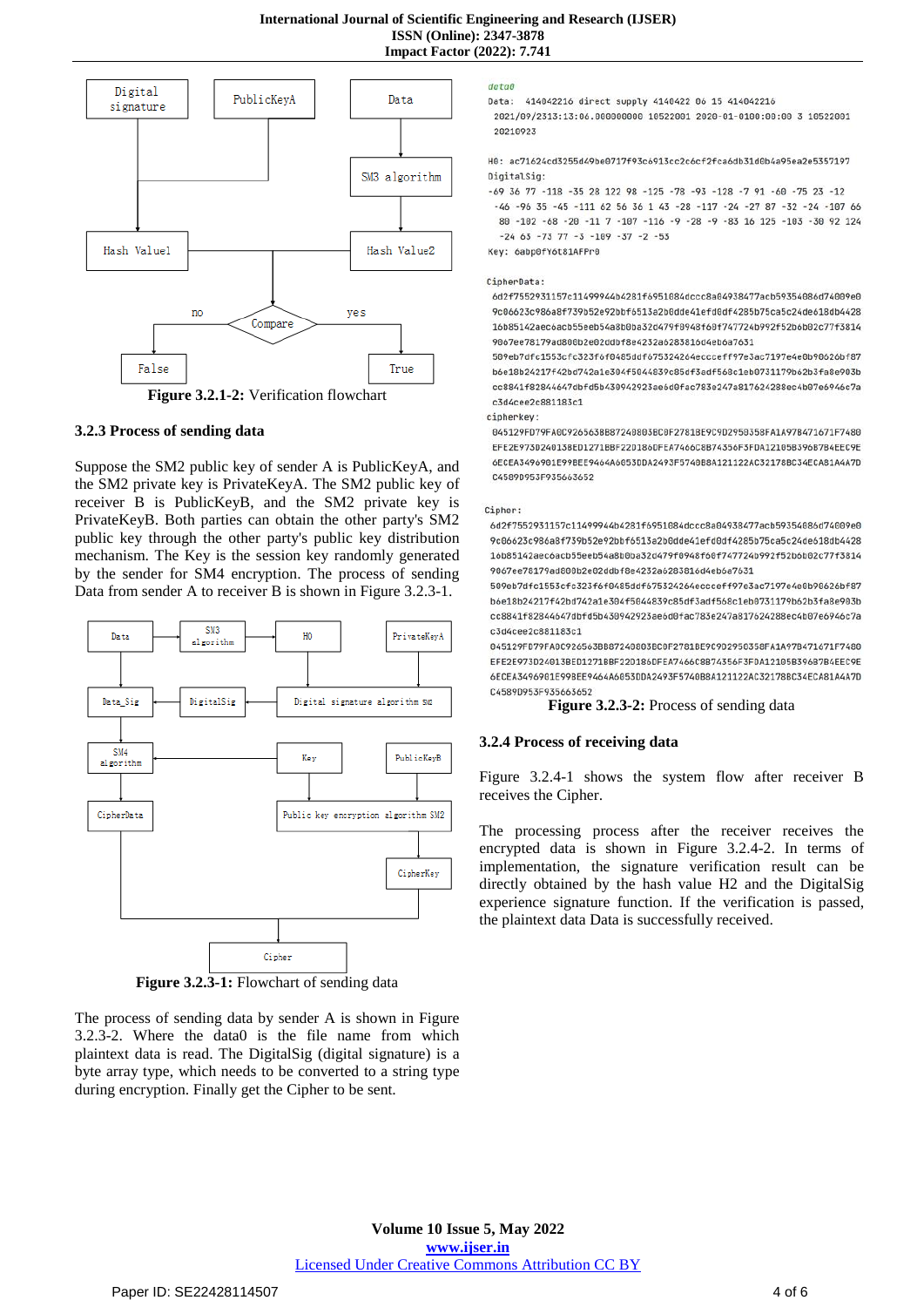Figure 3.2.1-2: Verification flowchart

### 3.2.3 Process of sending data

Suppose the SM2 public key of sender A is PublicKeyA, and the SM2 private key is PrivateKeyA. The SM2 public key of receiver B is PublicKeyB, and the SM2 private key is PrivateKeyB. Both parties can obtain the other party's SM2 public key through the other party's public key distribution mechanism. The Key is the session key randomly generated by the sender for SM4 encryption. The process of sending Data from sender A to receiver B is shown in Figure 3.2.3-1.

**Figure 3.2.3-1:** Flowchart of sending data

The process of sending data by sender A is shown in Figure 3.2.3-2. Where the data0 is the file name from which plaintext data is read. The DigitalSig (digital signature) is a byte array type, which needs to be converted to a string type during encryption. Finally get the Cipher to be sent.

```
data0
Data:  414042216 direct supply 4140422 06 15 414042216
 2021/09/2313:13:06.000000000 10522001 2020-01-0100:00:00 3 10522001
 20210923

H0: ac71624cd3255d49be0717f93c6913cc2c6cf2fca6db31d0b4a95ea2e5357197
DigitalSig:
-69 36 77 -118 -35 28 122 98 -125 -78 -93 -128 -7 91 -60 -75 23 -12
 -46 -96 35 -45 -111 62 56 36 1 43 -28 -117 -24 -27 87 -32 -24 -107 66
  80 -102 -68 -20 -11 7 -107 -116 -9 -28 -9 -83 16 125 -103 -30 92 124
  -24 63 -73 77 -3 -109 -37 -2 -53
Key: 6abp0fY6t81AFPr0

CipherData:
 6d2f7552931157c11499944b4281f6951084dccc8a04938477acb59354086d74009e0
 9c06623c986a8f739b52e92bbf6513e2b0dde41efd0df4285b75ca5c24de618db4428
 16b85142aec6acb55eeb54a8b0ba32c479f0948f60f747724b992f52b6b02c77f3814
 9067ee78179ad800b2e02ddbf8e4232a6283816d4eb6e7631
 509eb7dfc1553cfc323f6f0485ddf675324264eccceff97e3ac7197e4e0b90626bf87
 b6e18b24217f42bd742a1e304f5044839c85df3adf568c1eb0731179b62b3fa8e903b
 cc8841f82844647dbfd5b430942923ae6d0fac783e247a817624288ec4b07e6946c7a
 c3d4cee2c881183c1
cipherkey:
 045129FD79FA0C9265638B87240803BC0F2781BE9C9D2950358FA1A978471671F7480
 EFE2E973D24013BED1271BBF220186DFEA7466C8B74356F3FDA12105B3968784EEC9E
 6ECEA3496901E99BEE9464A6053DDA2493F5740B8A121122AC32178BC34ECA81A4A7D
 C4589D953F935663652

Cipher:
 6d2f7552931157c11499944b4281f6951084dccc8a04938477acb59354086d74009e0
 9c06623c986a8f739b52e92bbf6513e2b0dde41efd0df4285b75ca5c24de618db4428
 16b85142aec6acb55eeb54a8b0ba32c479f0948f60f747724b992f52b6b02c77f3814
 9067ee78179ad800b2e02ddbf8e4232a6283816d4eb6e7631
 509eb7dfc1553cfc323f6f0485ddf675324264eccceff97e3ac7197e4e0b90626bf87
 b6e18b24217f42bd742a1e304f5044839c85df3adf568c1eb0731179b62b3fa8e903b
 cc8841f82844647dbfd5b430942923ae6d0fac783e247a817624288ec4b07e6946c7a
 c3d4cee2c881183c1
 045129FD79FA0C9265638B87240803BC0F2781BE9C9D2950358FA1A978471671F7480
 EFE2E973D24013BED1271BBF220186DFEA7466C8B74356F3FDA12105B3968784EEC9E
 6ECEA3496901E99BEE9464A6053DDA2493F5740B8A121122AC32178BC34ECA81A4A7D
 C4589D953F935663652
```

**Figure 3.2.3-2:** Process of sending data

### 3.2.4 Process of receiving data

Figure 3.2.4-1 shows the system flow after receiver B receives the Cipher.

The processing process after the receiver receives the encrypted data is shown in Figure 3.2.4-2. In terms of implementation, the signature verification result can be directly obtained by the hash value H2 and the DigitalSig experience signature function. If the verification is passed, the plaintext data Data is successfully received.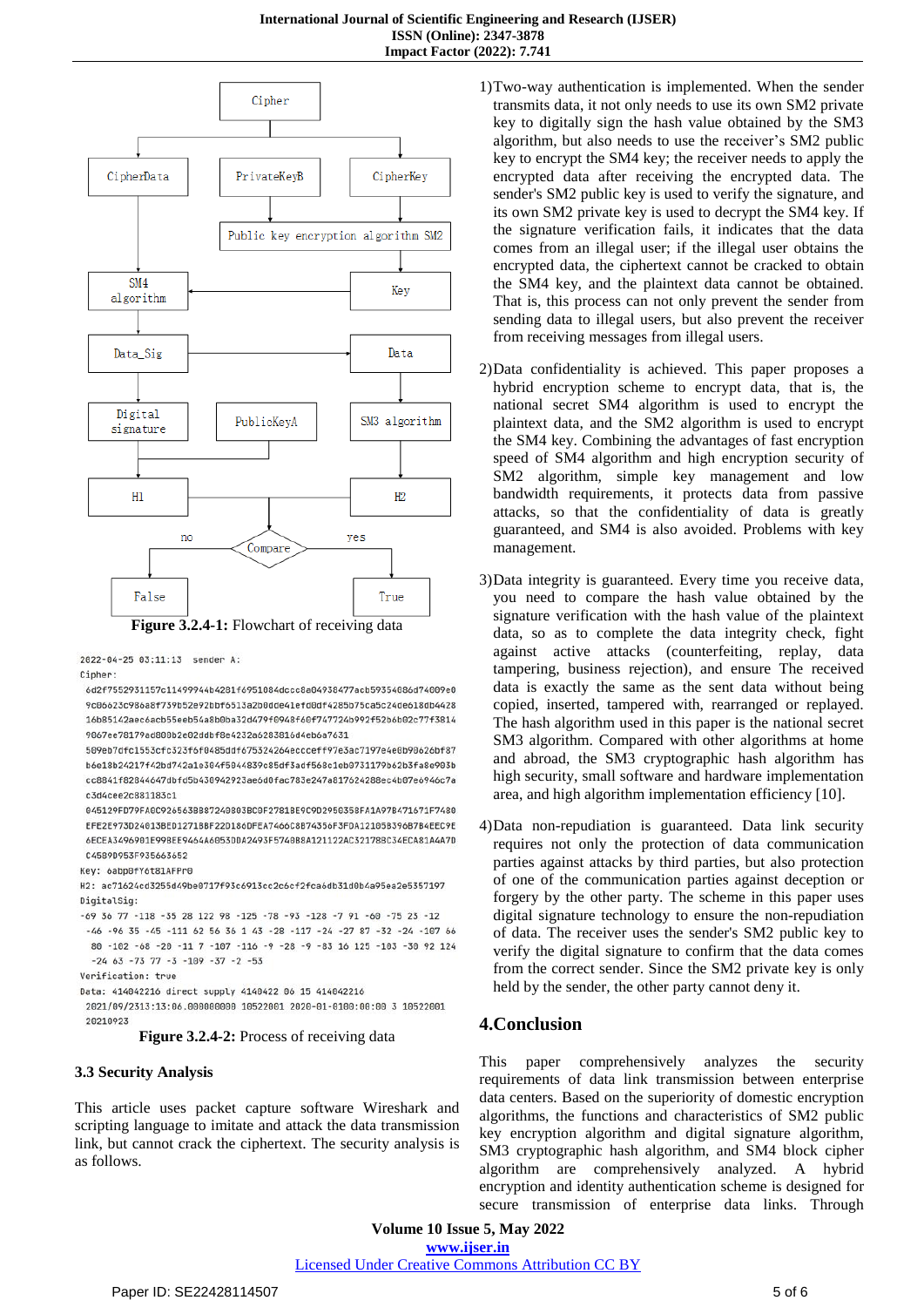Figure 3.2.4-1: Flowchart of receiving data

```
2022-04-25 03:11:13  sender A:
Cipher:
6d2f7552931157c11499944b4281f6951084dccc8e04938477acb59354086d74009e0
9c06623c98a8f739b52e92bbf6513a2b0dde41efd0df4285b75ca5c24de6180d4428
16b85142aec6acb55eeb54a8b0ba32d479f0948f60f747724b992f52b6b02c77f3814
9067ee78179ad800b2e02ddbf8e4232a6283816d4eb6a7631
509eb7dfc1553cfc323f6f0485ddf675324264ecceff97e3ac7197e4e0b90626bf87
b6e18b24217f42bd742a1e304f5044839c85df3adf568e1eb0731179b62b3fa8e903b
cc8841f82844647dbfd5b430942923ae6d0fac783e247a817624288ec4b07e6946c7a
c3d4cee2c881183c1
045129FD79FA0C926563B887240803BC0F2781BE9C9D2950358FA1A97B471671F7480
EFE2E973D24013BED12718BF22D186DFEA7466C8B74356F3FDA12105B396B784EEC9E
6ECEA3496901E998EE9464A6053DDA2493F574088A121122AC321788C34ECA81A4A70
C4589D953F935663652
Key: oabp0fY6t8lAFPr0
H2: ac71624cd3255d49be0717f93c6913cc2c6cf2fca6db31d0b4a95ea2e5357197
DigitalSig:
-69 36 77 -118 -35 28 122 98 -125 -78 -93 -128 -7 91 -60 -75 23 -12
 -46 -96 35 -45 -111 62 56 36 1 43 -28 -117 -24 -27 87 -32 -24 -107 66
 80 -102 -68 -20 -11 7 -107 -116 -9 -28 -9 -83 16 125 -103 -30 92 124
 -24 63 -73 77 -3 -109 -37 -2 -53
Verification: true
Data: 414042216 direct supply 4140422 06 15 414042216
 2021/09/2313:13:06.000000000 10522001 2020-01-0100:00:00 3 10522001
 20210923
```

Figure 3.2.4-2: Process of receiving data

### 3.3 Security Analysis

This article uses packet capture software Wireshark and scripting language to imitate and attack the data transmission link, but cannot crack the ciphertext. The security analysis is as follows.

1) Two-way authentication is implemented. When the sender transmits data, it not only needs to use its own SM2 private key to digitally sign the hash value obtained by the SM3 algorithm, but also needs to use the receiver's SM2 public key to encrypt the SM4 key; the receiver needs to apply the encrypted data after receiving the encrypted data. The sender's SM2 public key is used to verify the signature, and its own SM2 private key is used to decrypt the SM4 key. If the signature verification fails, it indicates that the data comes from an illegal user; if the illegal user obtains the encrypted data, the ciphertext cannot be cracked to obtain the SM4 key, and the plaintext data cannot be obtained. That is, this process can not only prevent the sender from sending data to illegal users, but also prevent the receiver from receiving messages from illegal users.

2) Data confidentiality is achieved. This paper proposes a hybrid encryption scheme to encrypt data, that is, the national secret SM4 algorithm is used to encrypt the plaintext data, and the SM2 algorithm is used to encrypt the SM4 key. Combining the advantages of fast encryption speed of SM4 algorithm and high encryption security of SM2 algorithm, simple key management and low bandwidth requirements, it protects data from passive attacks, so that the confidentiality of data is greatly guaranteed, and SM4 is also avoided. Problems with key management.

3) Data integrity is guaranteed. Every time you receive data, you need to compare the hash value obtained by the signature verification with the hash value of the plaintext data, so as to complete the data integrity check, fight against active attacks (counterfeiting, replay, data tampering, business rejection), and ensure The received data is exactly the same as the sent data without being copied, inserted, tampered with, rearranged or replayed. The hash algorithm used in this paper is the national secret SM3 algorithm. Compared with other algorithms at home and abroad, the SM3 cryptographic hash algorithm has high security, small software and hardware implementation area, and high algorithm implementation efficiency [10].

4) Data non-repudiation is guaranteed. Data link security requires not only the protection of data communication parties against attacks by third parties, but also protection of one of the communication parties against deception or forgery by the other party. The scheme in this paper uses digital signature technology to ensure the non-repudiation of data. The receiver uses the sender's SM2 public key to verify the digital signature to confirm that the data comes from the correct sender. Since the SM2 private key is only held by the sender, the other party cannot deny it.

## 4.Conclusion

This paper comprehensively analyzes the security requirements of data link transmission between enterprise data centers. Based on the superiority of domestic encryption algorithms, the functions and characteristics of SM2 public key encryption algorithm and digital signature algorithm, SM3 cryptographic hash algorithm, and SM4 block cipher algorithm are comprehensively analyzed. A hybrid encryption and identity authentication scheme is designed for secure transmission of enterprise data links. Through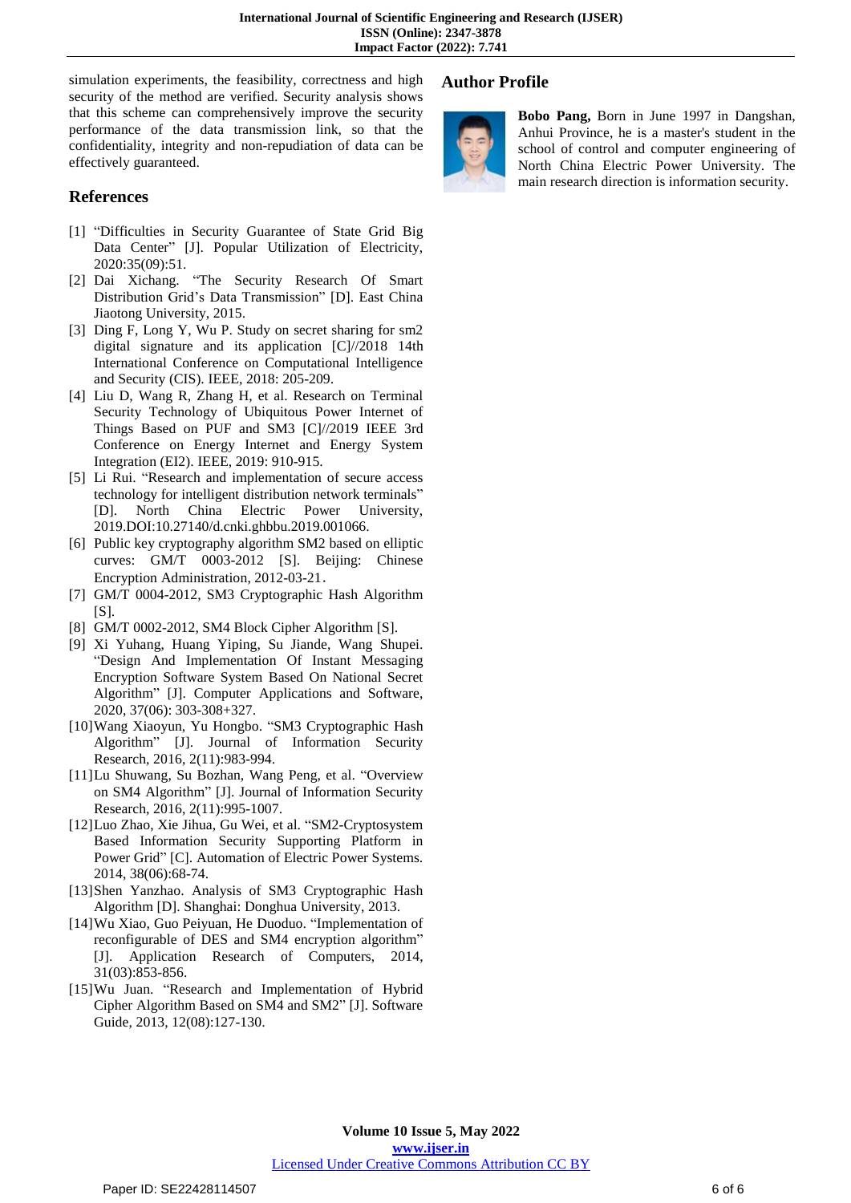simulation experiments, the feasibility, correctness and high security of the method are verified. Security analysis shows that this scheme can comprehensively improve the security performance of the data transmission link, so that the confidentiality, integrity and non-repudiation of data can be effectively guaranteed.

## References

[1] "Difficulties in Security Guarantee of State Grid Big Data Center" [J]. Popular Utilization of Electricity, 2020:35(09):51.

[2] Dai Xichang. "The Security Research Of Smart Distribution Grid's Data Transmission" [D]. East China Jiaotong University, 2015.

[3] Ding F, Long Y, Wu P. Study on secret sharing for sm2 digital signature and its application [C]//2018 14th International Conference on Computational Intelligence and Security (CIS). IEEE, 2018: 205-209.

[4] Liu D, Wang R, Zhang H, et al. Research on Terminal Security Technology of Ubiquitous Power Internet of Things Based on PUF and SM3 [C]//2019 IEEE 3rd Conference on Energy Internet and Energy System Integration (EI2). IEEE, 2019: 910-915.

[5] Li Rui. "Research and implementation of secure access technology for intelligent distribution network terminals" [D]. North China Electric Power University, 2019.DOI:10.27140/d.cnki.ghbbu.2019.001066.

[6] Public key cryptography algorithm SM2 based on elliptic curves: GM/T 0003-2012 [S]. Beijing: Chinese Encryption Administration, 2012-03-21.

[7] GM/T 0004-2012, SM3 Cryptographic Hash Algorithm [S].

[8] GM/T 0002-2012, SM4 Block Cipher Algorithm [S].

[9] Xi Yuhang, Huang Yiping, Su Jiande, Wang Shupei. "Design And Implementation Of Instant Messaging Encryption Software System Based On National Secret Algorithm" [J]. Computer Applications and Software, 2020, 37(06): 303-308+327.

[10] Wang Xiaoyun, Yu Hongbo. "SM3 Cryptographic Hash Algorithm" [J]. Journal of Information Security Research, 2016, 2(11):983-994.

[11] Lu Shuwang, Su Bozhan, Wang Peng, et al. "Overview on SM4 Algorithm" [J]. Journal of Information Security Research, 2016, 2(11):995-1007.

[12] Luo Zhao, Xie Jihua, Gu Wei, et al. "SM2-Cryptosystem Based Information Security Supporting Platform in Power Grid" [C]. Automation of Electric Power Systems. 2014, 38(06):68-74.

[13] Shen Yanzhao. Analysis of SM3 Cryptographic Hash Algorithm [D]. Shanghai: Donghua University, 2013.

[14] Wu Xiao, Guo Peiyuan, He Duoduo. "Implementation of reconfigurable of DES and SM4 encryption algorithm" [J]. Application Research of Computers, 2014, 31(03):853-856.

[15] Wu Juan. "Research and Implementation of Hybrid Cipher Algorithm Based on SM4 and SM2" [J]. Software Guide, 2013, 12(08):127-130.

## Author Profile

**Bobo Pang,** Born in June 1997 in Dangshan, Anhui Province, he is a master's student in the school of control and computer engineering of North China Electric Power University. The main research direction is information security.